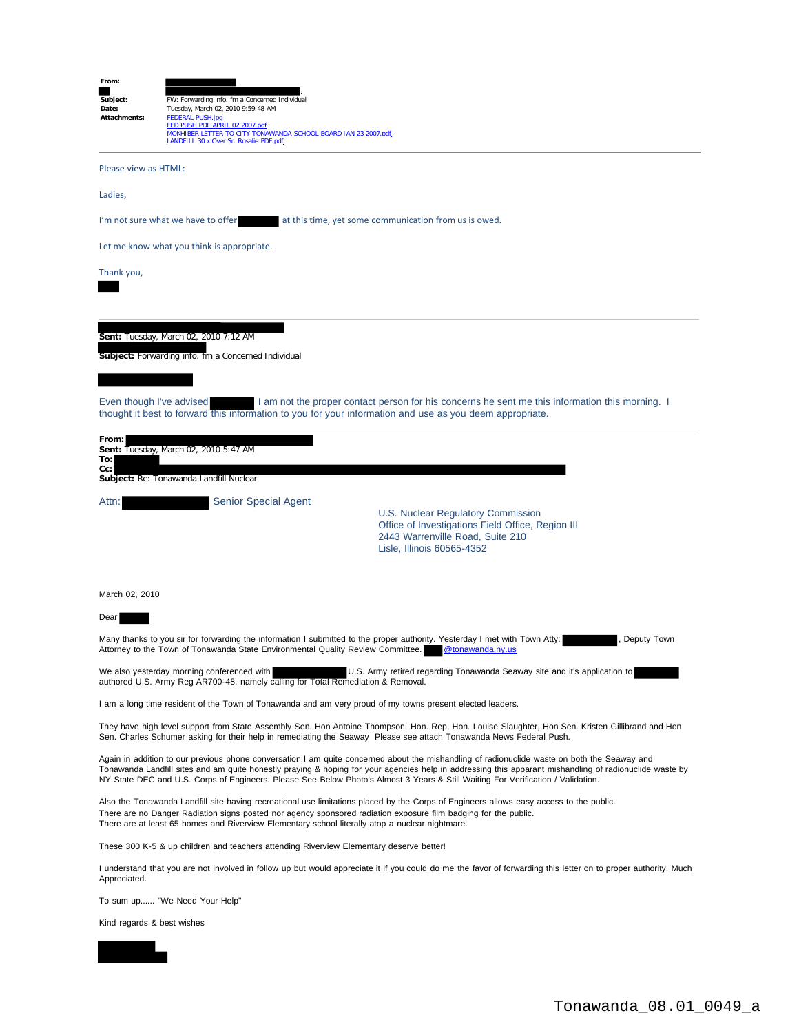**From:**

**Subject:** FW: Forwarding info. fm a Concerned Individual
**Date:** Tuesday, March 02, 2010 9:59:48 AM
**Attachments:** FEDERAL PUSH.jpg
FED PUSH PDF APRIL 02 2007.pdf
MOKHIBER LETTER TO CITY TONAWANDA SCHOOL BOARD JAN 23 2007.pdf
LANDFILL 30 x Over Sr. Rosalie PDF.pdf

---

Please view as HTML:

Ladies,

I'm not sure what we have to offer at this time, yet some communication from us is owed.

Let me know what you think is appropriate.

Thank you,

---

**Sent:** Tuesday, March 02, 2010 7:12 AM

**Subject:** Forwarding info. fm a Concerned Individual

Even though I've advised I am not the proper contact person for his concerns he sent me this information this morning. I thought it best to forward this information to you for your information and use as you deem appropriate.

---

**From:**
**Sent:** Tuesday, March 02, 2010 5:47 AM
**To:**
**Cc:**
**Subject:** Re: Tonawanda Landfill Nuclear

Attn: Senior Special Agent

U.S. Nuclear Regulatory Commission
Office of Investigations Field Office, Region III
2443 Warrenville Road, Suite 210
Lisle, Illinois 60565-4352

March 02, 2010

Dear

Many thanks to you sir for forwarding the information I submitted to the proper authority. Yesterday I met with Town Atty: , Deputy Town Attorney to the Town of Tonawanda State Environmental Quality Review Committee. @tonawanda.ny.us

We also yesterday morning conferenced with U.S. Army retired regarding Tonawanda Seaway site and it's application to authored U.S. Army Reg AR700-48, namely calling for Total Remediation & Removal.

I am a long time resident of the Town of Tonawanda and am very proud of my towns present elected leaders.

They have high level support from State Assembly Sen. Hon Antoine Thompson, Hon. Rep. Hon. Louise Slaughter, Hon Sen. Kristen Gillibrand and Hon Sen. Charles Schumer asking for their help in remediating the Seaway Please see attach Tonawanda News Federal Push.

Again in addition to our previous phone conversation I am quite concerned about the mishandling of radionuclide waste on both the Seaway and Tonawanda Landfill sites and am quite honestly praying & hoping for your agencies help in addressing this apparant mishandling of radionuclide waste by NY State DEC and U.S. Corps of Engineers. Please See Below Photo's Almost 3 Years & Still Waiting For Verification / Validation.

Also the Tonawanda Landfill site having recreational use limitations placed by the Corps of Engineers allows easy access to the public.
There are no Danger Radiation signs posted nor agency sponsored radiation exposure film badging for the public.
There are at least 65 homes and Riverview Elementary school literally atop a nuclear nightmare.

These 300 K-5 & up children and teachers attending Riverview Elementary deserve better!

I understand that you are not involved in follow up but would appreciate it if you could do me the favor of forwarding this letter on to proper authority. Much Appreciated.

To sum up...... "We Need Your Help"

Kind regards & best wishes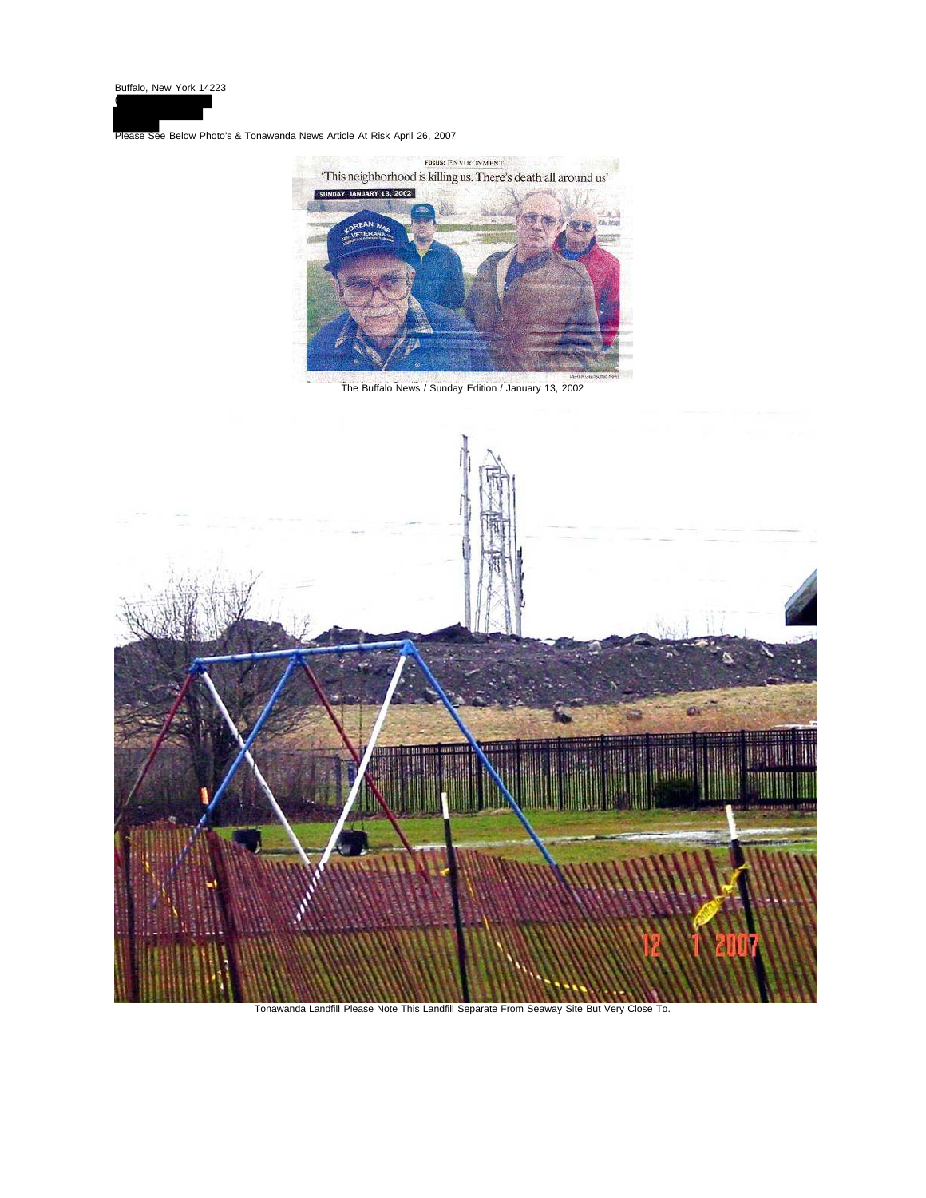Buffalo, New York 14223

Please See Below Photo's & Tonawanda News Article At Risk April 26, 2007

The Buffalo News / Sunday Edition / January 13, 2002

Tonawanda Landfill Please Note This Landfill Separate From Seaway Site But Very Close To.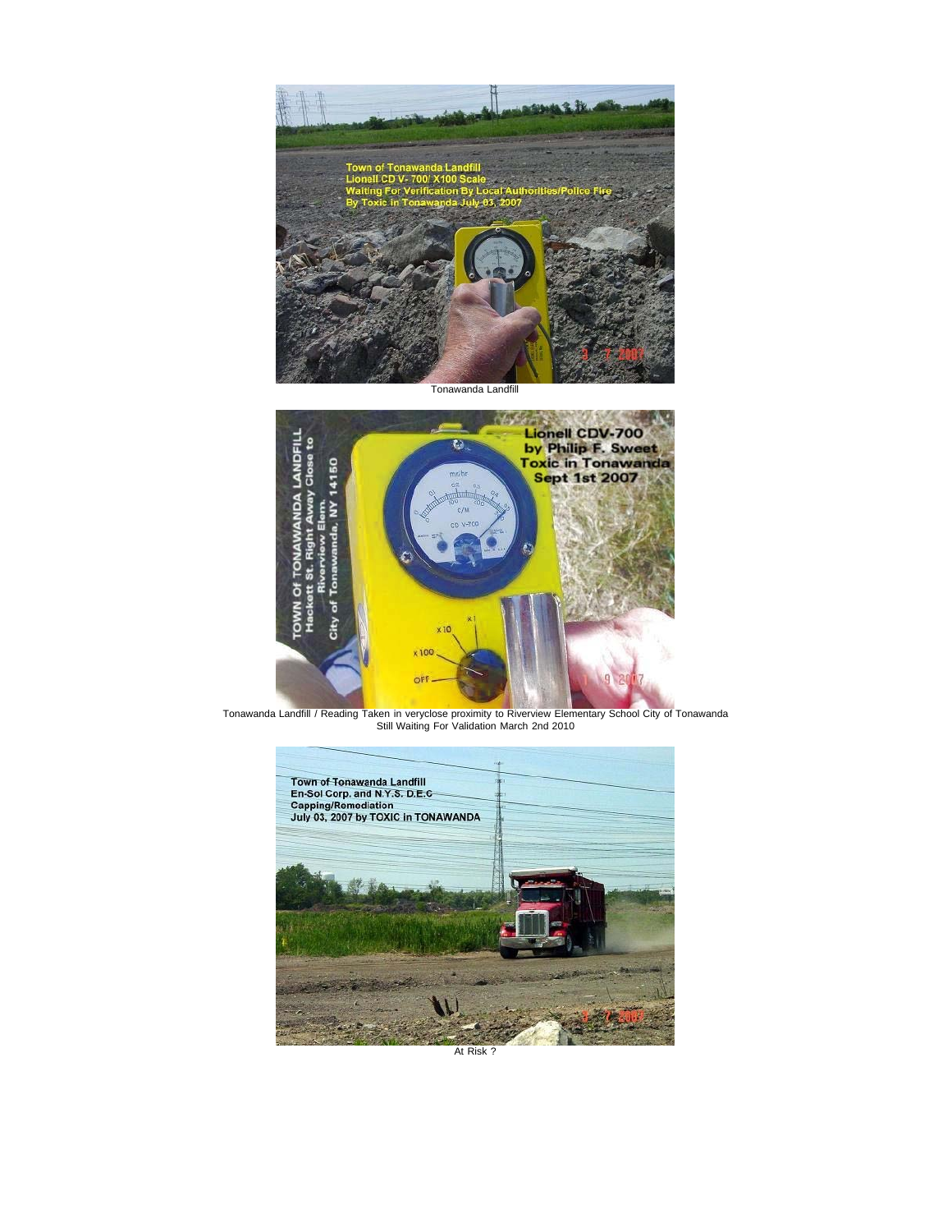Tonawanda Landfill

Tonawanda Landfill / Reading Taken in veryclose proximity to Riverview Elementary School City of Tonawanda
Still Waiting For Validation March 2nd 2010

At Risk ?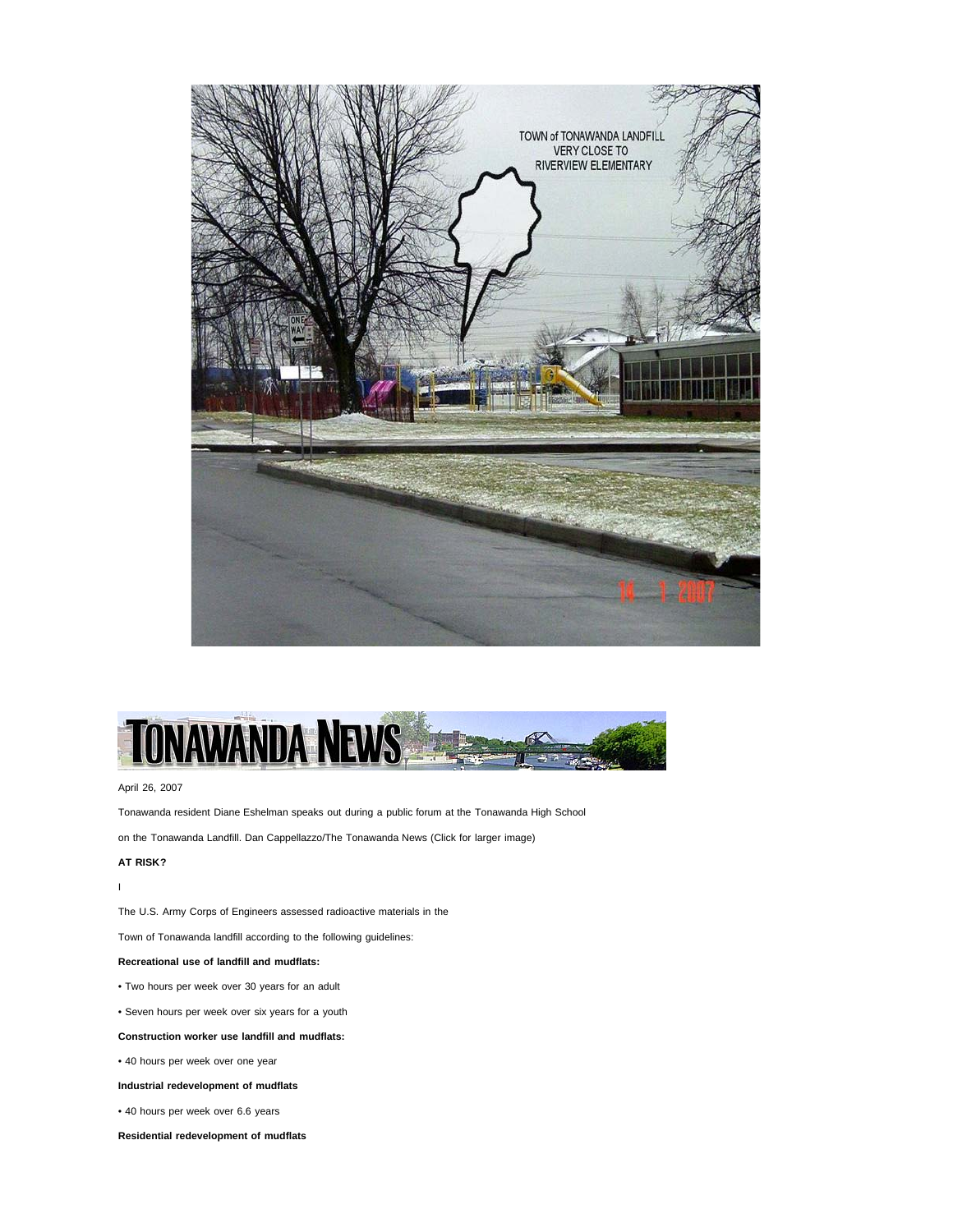TOWN of TONAWANDA LANDFILL VERY CLOSE TO RIVERVIEW ELEMENTARY

April 26, 2007

Tonawanda resident Diane Eshelman speaks out during a public forum at the Tonawanda High School on the Tonawanda Landfill. Dan Cappellazzo/The Tonawanda News (Click for larger image)

**AT RISK?**

I

The U.S. Army Corps of Engineers assessed radioactive materials in the Town of Tonawanda landfill according to the following guidelines:

**Recreational use of landfill and mudflats:**

- Two hours per week over 30 years for an adult
- Seven hours per week over six years for a youth

**Construction worker use landfill and mudflats:**

- 40 hours per week over one year

**Industrial redevelopment of mudflats**

- 40 hours per week over 6.6 years

**Residential redevelopment of mudflats**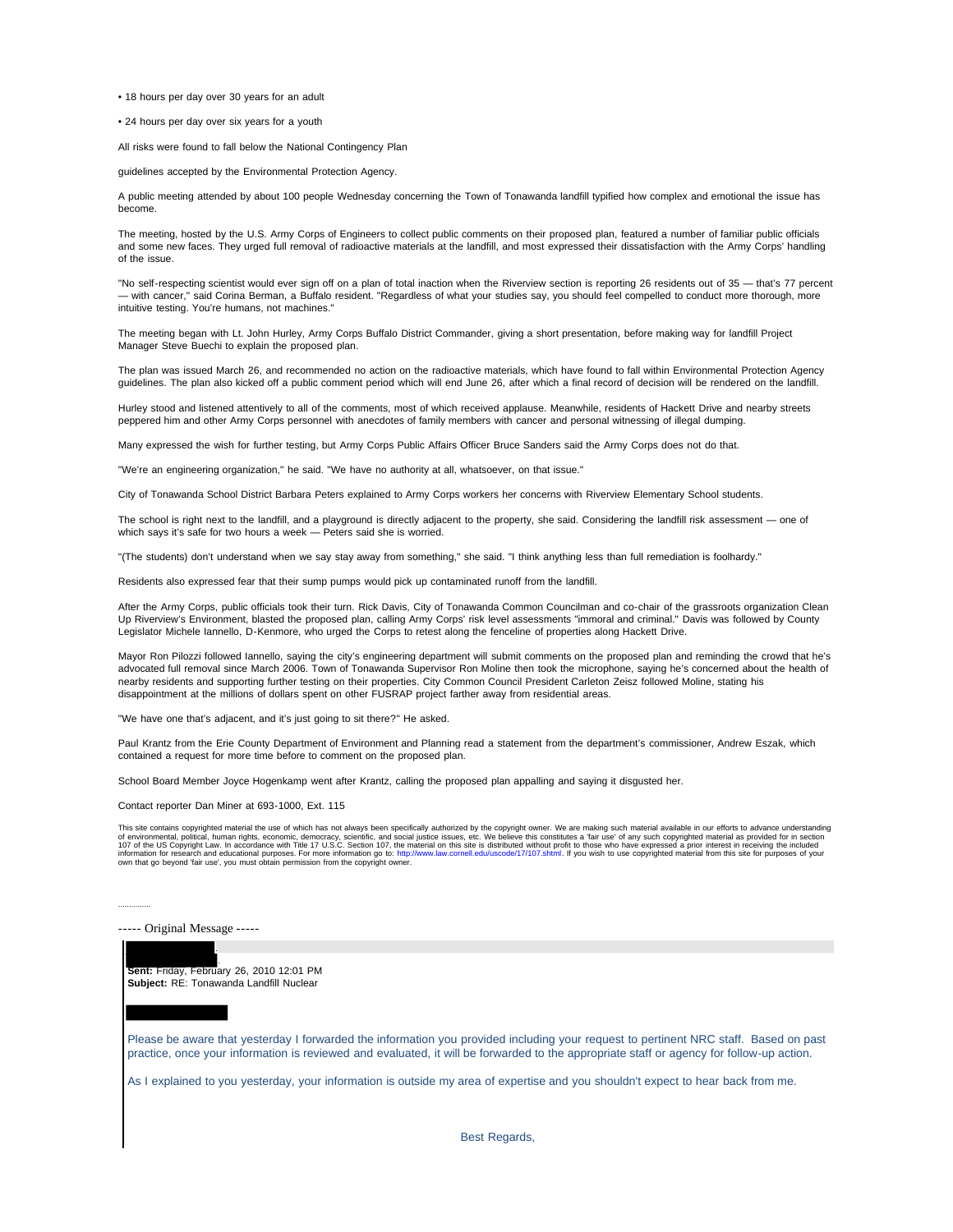• 18 hours per day over 30 years for an adult

• 24 hours per day over six years for a youth

All risks were found to fall below the National Contingency Plan

guidelines accepted by the Environmental Protection Agency.

A public meeting attended by about 100 people Wednesday concerning the Town of Tonawanda landfill typified how complex and emotional the issue has become.

The meeting, hosted by the U.S. Army Corps of Engineers to collect public comments on their proposed plan, featured a number of familiar public officials and some new faces. They urged full removal of radioactive materials at the landfill, and most expressed their dissatisfaction with the Army Corps' handling of the issue.

"No self-respecting scientist would ever sign off on a plan of total inaction when the Riverview section is reporting 26 residents out of 35 — that's 77 percent — with cancer," said Corina Berman, a Buffalo resident. "Regardless of what your studies say, you should feel compelled to conduct more thorough, more intuitive testing. You're humans, not machines."

The meeting began with Lt. John Hurley, Army Corps Buffalo District Commander, giving a short presentation, before making way for landfill Project Manager Steve Buechi to explain the proposed plan.

The plan was issued March 26, and recommended no action on the radioactive materials, which have found to fall within Environmental Protection Agency guidelines. The plan also kicked off a public comment period which will end June 26, after which a final record of decision will be rendered on the landfill.

Hurley stood and listened attentively to all of the comments, most of which received applause. Meanwhile, residents of Hackett Drive and nearby streets peppered him and other Army Corps personnel with anecdotes of family members with cancer and personal witnessing of illegal dumping.

Many expressed the wish for further testing, but Army Corps Public Affairs Officer Bruce Sanders said the Army Corps does not do that.

"We're an engineering organization," he said. "We have no authority at all, whatsoever, on that issue."

City of Tonawanda School District Barbara Peters explained to Army Corps workers her concerns with Riverview Elementary School students.

The school is right next to the landfill, and a playground is directly adjacent to the property, she said. Considering the landfill risk assessment — one of which says it's safe for two hours a week — Peters said she is worried.

"(The students) don't understand when we say stay away from something," she said. "I think anything less than full remediation is foolhardy."

Residents also expressed fear that their sump pumps would pick up contaminated runoff from the landfill.

After the Army Corps, public officials took their turn. Rick Davis, City of Tonawanda Common Councilman and co-chair of the grassroots organization Clean Up Riverview's Environment, blasted the proposed plan, calling Army Corps' risk level assessments "immoral and criminal." Davis was followed by County Legislator Michele Iannello, D-Kenmore, who urged the Corps to retest along the fenceline of properties along Hackett Drive.

Mayor Ron Pilozzi followed Iannello, saying the city's engineering department will submit comments on the proposed plan and reminding the crowd that he's advocated full removal since March 2006. Town of Tonawanda Supervisor Ron Moline then took the microphone, saying he's concerned about the health of nearby residents and supporting further testing on their properties. City Common Council President Carleton Zeisz followed Moline, stating his disappointment at the millions of dollars spent on other FUSRAP project farther away from residential areas.

"We have one that's adjacent, and it's just going to sit there?" He asked.

Paul Krantz from the Erie County Department of Environment and Planning read a statement from the department's commissioner, Andrew Eszak, which contained a request for more time before to comment on the proposed plan.

School Board Member Joyce Hogenkamp went after Krantz, calling the proposed plan appalling and saying it disgusted her.

Contact reporter Dan Miner at 693-1000, Ext. 115

This site contains copyrighted material the use of which has not always been specifically authorized by the copyright owner. We are making such material available in our efforts to advance understanding of environmental, political, human rights, economic, democracy, scientific, and social justice issues, etc. We believe this constitutes a 'fair use' of any such copyrighted material as provided for in section 107 of the US Copyright Law. In accordance with Title 17 U.S.C. Section 107, the material on this site is distributed without profit to those who have expressed a prior interest in receiving the included information for research and educational purposes. For more information go to: http://www.law.cornell.edu/uscode/17/107.shtml. If you wish to use copyrighted material from this site for purposes of your own that go beyond 'fair use', you must obtain permission from the copyright owner.

----- Original Message -----

**Sent:** Friday, February 26, 2010 12:01 PM
**Subject:** RE: Tonawanda Landfill Nuclear

Please be aware that yesterday I forwarded the information you provided including your request to pertinent NRC staff. Based on past practice, once your information is reviewed and evaluated, it will be forwarded to the appropriate staff or agency for follow-up action.

As I explained to you yesterday, your information is outside my area of expertise and you shouldn't expect to hear back from me.

Best Regards,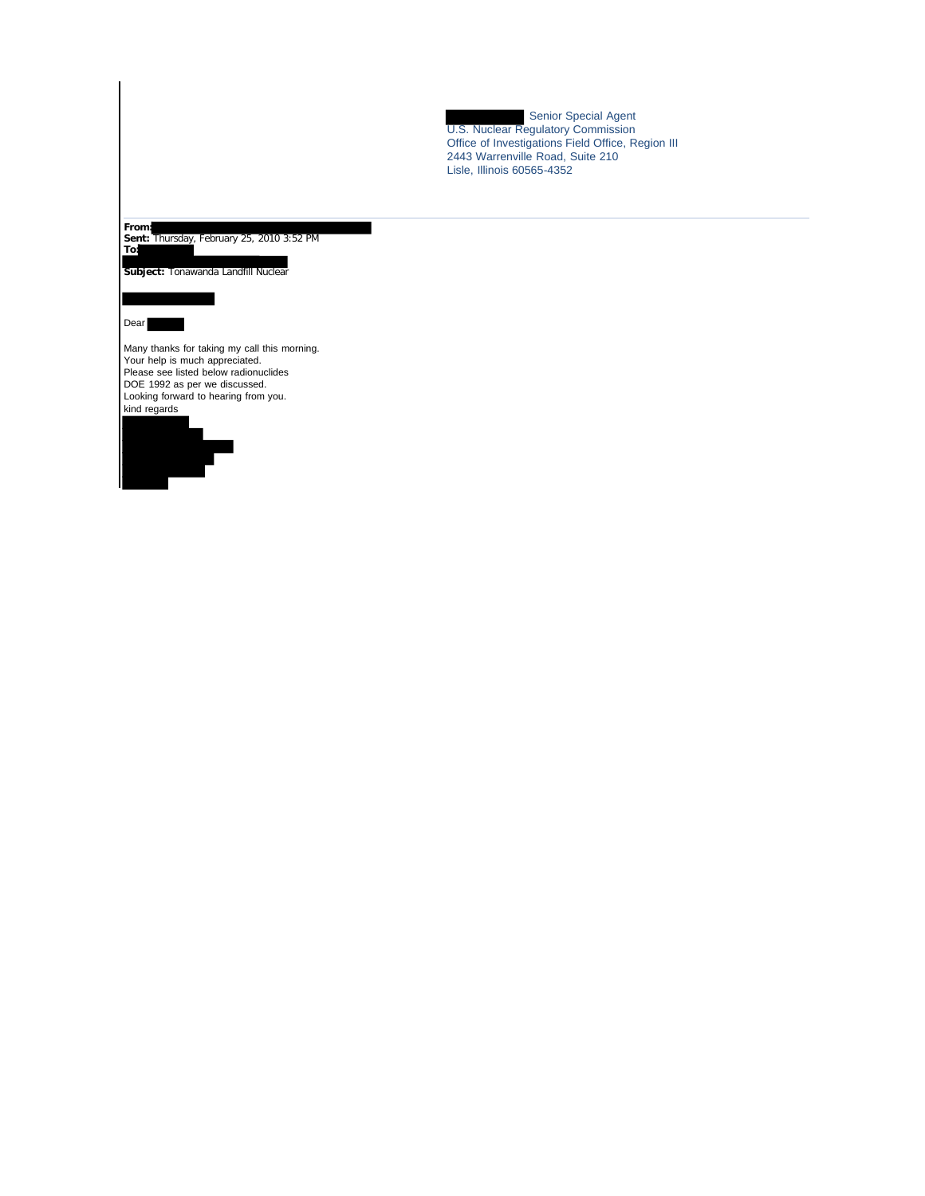Senior Special Agent
U.S. Nuclear Regulatory Commission
Office of Investigations Field Office, Region III
2443 Warrenville Road, Suite 210
Lisle, Illinois 60565-4352

---

**From:**
**Sent:** Thursday, February 25, 2010 3:52 PM
**To:**
**Subject:** Tonawanda Landfill Nuclear

Dear

Many thanks for taking my call this morning.
Your help is much appreciated.
Please see listed below radionuclides
DOE 1992 as per we discussed.
Looking forward to hearing from you.
kind regards